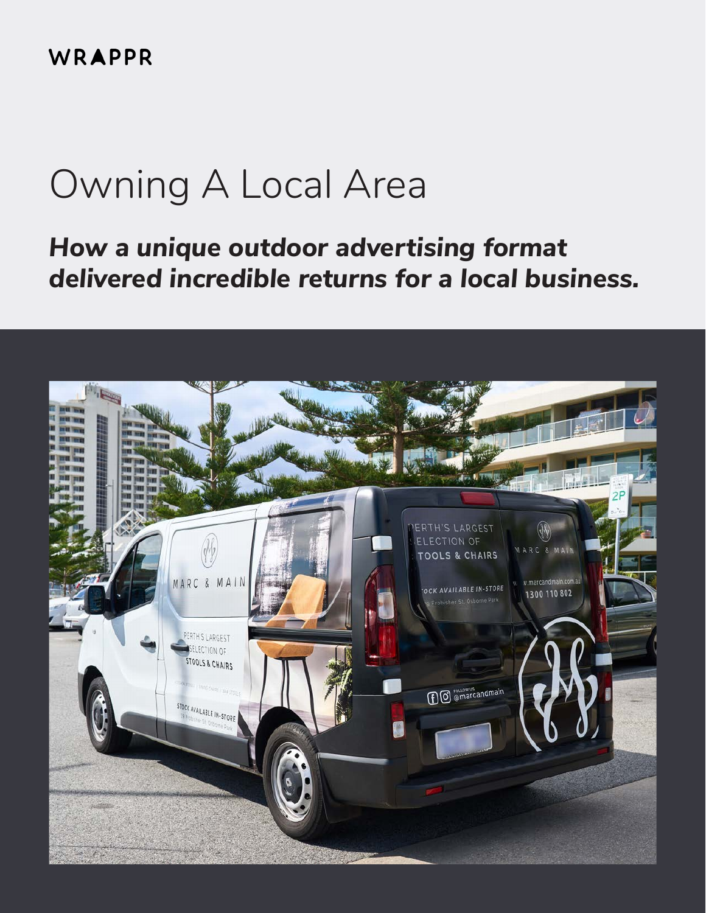WRAPPR

# Owning A Local Area

***How a unique outdoor advertising format delivered incredible returns for a local business.***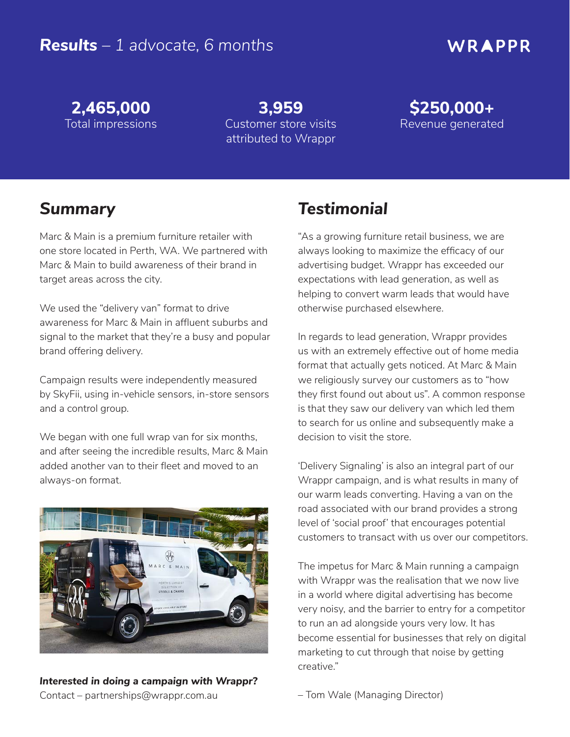# **Results** – *1 advocate, 6 months*

WRAPPR

**2,465,000**
Total impressions

**3,959**
Customer store visits attributed to Wrappr

**$250,000+**
Revenue generated

## *Summary*

Marc & Main is a premium furniture retailer with one store located in Perth, WA. We partnered with Marc & Main to build awareness of their brand in target areas across the city.

We used the "delivery van" format to drive awareness for Marc & Main in affluent suburbs and signal to the market that they're a busy and popular brand offering delivery.

Campaign results were independently measured by SkyFii, using in-vehicle sensors, in-store sensors and a control group.

We began with one full wrap van for six months, and after seeing the incredible results, Marc & Main added another van to their fleet and moved to an always-on format.

***Interested in doing a campaign with Wrappr?***
Contact – partnerships@wrappr.com.au

## *Testimonial*

"As a growing furniture retail business, we are always looking to maximize the efficacy of our advertising budget. Wrappr has exceeded our expectations with lead generation, as well as helping to convert warm leads that would have otherwise purchased elsewhere.

In regards to lead generation, Wrappr provides us with an extremely effective out of home media format that actually gets noticed. At Marc & Main we religiously survey our customers as to "how they first found out about us". A common response is that they saw our delivery van which led them to search for us online and subsequently make a decision to visit the store.

'Delivery Signaling' is also an integral part of our Wrappr campaign, and is what results in many of our warm leads converting. Having a van on the road associated with our brand provides a strong level of 'social proof' that encourages potential customers to transact with us over our competitors.

The impetus for Marc & Main running a campaign with Wrappr was the realisation that we now live in a world where digital advertising has become very noisy, and the barrier to entry for a competitor to run an ad alongside yours very low. It has become essential for businesses that rely on digital marketing to cut through that noise by getting creative."

– Tom Wale (Managing Director)